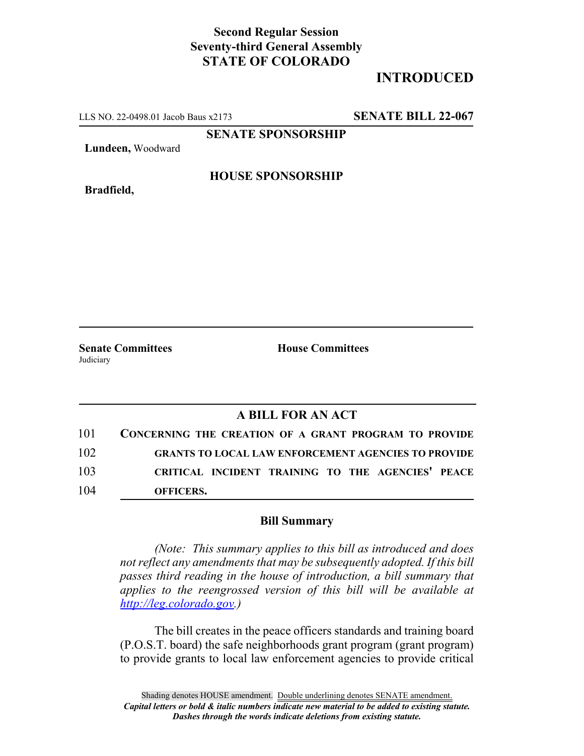**Second Regular Session**
**Seventy-third General Assembly**
**STATE OF COLORADO**

# INTRODUCED

LLS NO. 22-0498.01 Jacob Baus x2173 **SENATE BILL 22-067**

**SENATE SPONSORSHIP**

**Lundeen,** Woodward

**HOUSE SPONSORSHIP**

**Bradfield,**

**Senate Committees**
Judiciary

**House Committees**

## A BILL FOR AN ACT

101 **CONCERNING THE CREATION OF A GRANT PROGRAM TO PROVIDE**
102 **GRANTS TO LOCAL LAW ENFORCEMENT AGENCIES TO PROVIDE**
103 **CRITICAL INCIDENT TRAINING TO THE AGENCIES' PEACE**
104 **OFFICERS.**

### Bill Summary

*(Note: This summary applies to this bill as introduced and does not reflect any amendments that may be subsequently adopted. If this bill passes third reading in the house of introduction, a bill summary that applies to the reengrossed version of this bill will be available at http://leg.colorado.gov.)*

The bill creates in the peace officers standards and training board (P.O.S.T. board) the safe neighborhoods grant program (grant program) to provide grants to local law enforcement agencies to provide critical

Shading denotes HOUSE amendment. Double underlining denotes SENATE amendment.
***Capital letters or bold & italic numbers indicate new material to be added to existing statute.***
***Dashes through the words indicate deletions from existing statute.***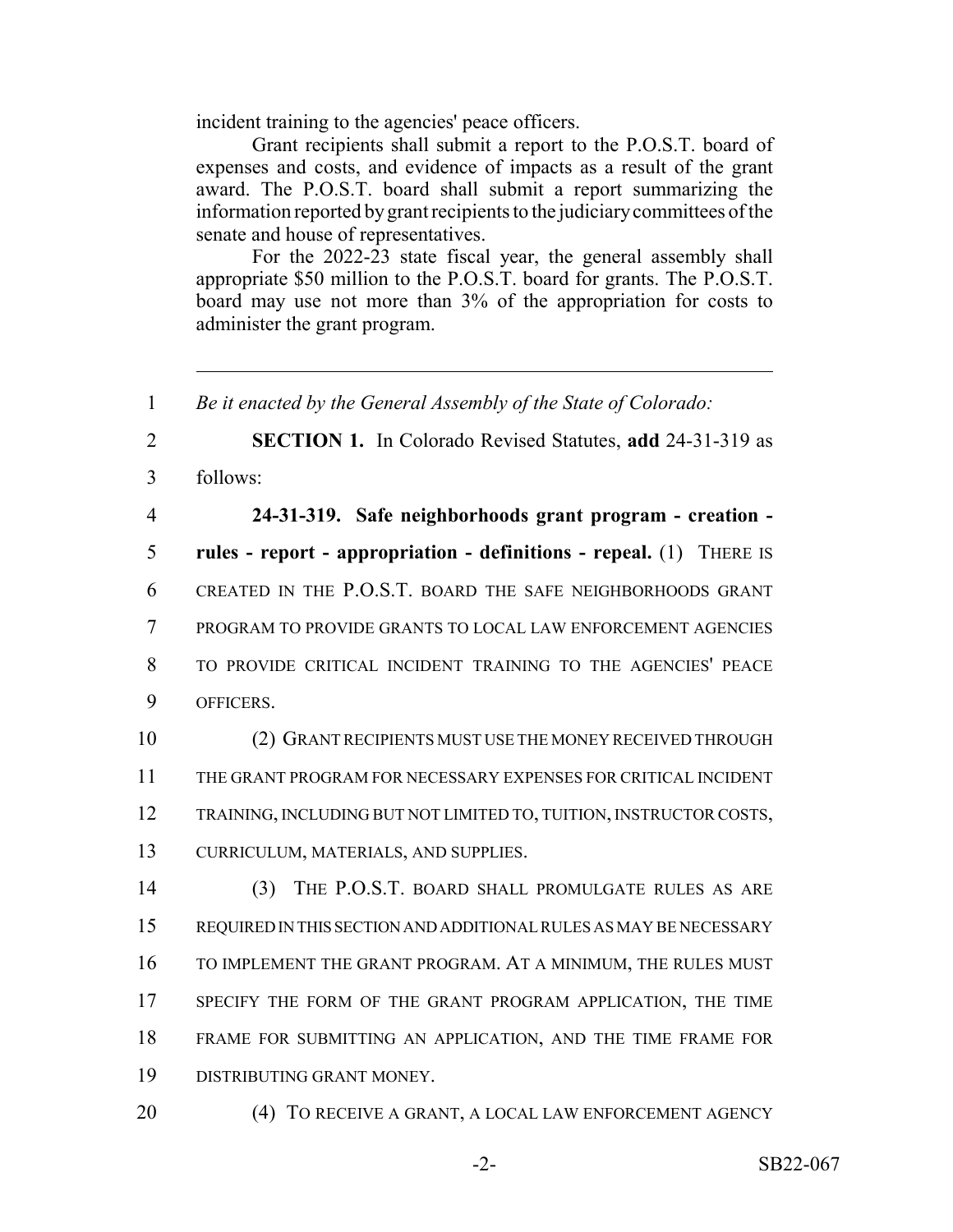incident training to the agencies' peace officers.

Grant recipients shall submit a report to the P.O.S.T. board of expenses and costs, and evidence of impacts as a result of the grant award. The P.O.S.T. board shall submit a report summarizing the information reported by grant recipients to the judiciary committees of the senate and house of representatives.

For the 2022-23 state fiscal year, the general assembly shall appropriate $50 million to the P.O.S.T. board for grants. The P.O.S.T. board may use not more than 3% of the appropriation for costs to administer the grant program.

---

1 *Be it enacted by the General Assembly of the State of Colorado:*

2 **SECTION 1.** In Colorado Revised Statutes, **add** 24-31-319 as
3 follows:

4 **24-31-319. Safe neighborhoods grant program - creation -**
5 **rules - report - appropriation - definitions - repeal.** (1) THERE IS
6 CREATED IN THE P.O.S.T. BOARD THE SAFE NEIGHBORHOODS GRANT
7 PROGRAM TO PROVIDE GRANTS TO LOCAL LAW ENFORCEMENT AGENCIES
8 TO PROVIDE CRITICAL INCIDENT TRAINING TO THE AGENCIES' PEACE
9 OFFICERS.

10 (2) GRANT RECIPIENTS MUST USE THE MONEY RECEIVED THROUGH
11 THE GRANT PROGRAM FOR NECESSARY EXPENSES FOR CRITICAL INCIDENT
12 TRAINING, INCLUDING BUT NOT LIMITED TO, TUITION, INSTRUCTOR COSTS,
13 CURRICULUM, MATERIALS, AND SUPPLIES.

14 (3) THE P.O.S.T. BOARD SHALL PROMULGATE RULES AS ARE
15 REQUIRED IN THIS SECTION AND ADDITIONAL RULES AS MAY BE NECESSARY
16 TO IMPLEMENT THE GRANT PROGRAM. AT A MINIMUM, THE RULES MUST
17 SPECIFY THE FORM OF THE GRANT PROGRAM APPLICATION, THE TIME
18 FRAME FOR SUBMITTING AN APPLICATION, AND THE TIME FRAME FOR
19 DISTRIBUTING GRANT MONEY.

20 (4) TO RECEIVE A GRANT, A LOCAL LAW ENFORCEMENT AGENCY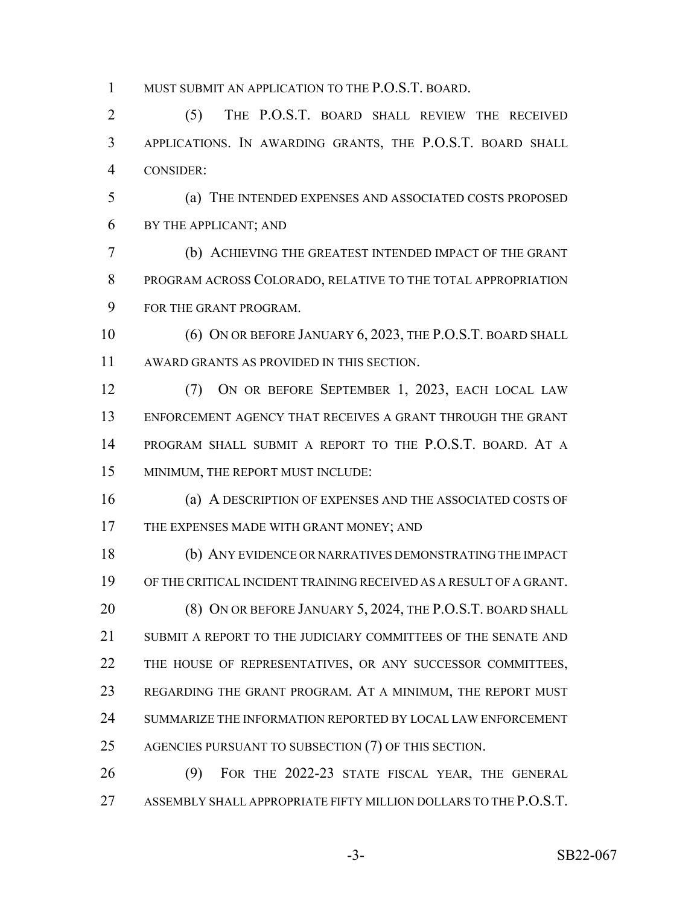MUST SUBMIT AN APPLICATION TO THE P.O.S.T. BOARD.

(5) THE P.O.S.T. BOARD SHALL REVIEW THE RECEIVED APPLICATIONS. IN AWARDING GRANTS, THE P.O.S.T. BOARD SHALL CONSIDER:

(a) THE INTENDED EXPENSES AND ASSOCIATED COSTS PROPOSED BY THE APPLICANT; AND

(b) ACHIEVING THE GREATEST INTENDED IMPACT OF THE GRANT PROGRAM ACROSS COLORADO, RELATIVE TO THE TOTAL APPROPRIATION FOR THE GRANT PROGRAM.

(6) ON OR BEFORE JANUARY 6, 2023, THE P.O.S.T. BOARD SHALL AWARD GRANTS AS PROVIDED IN THIS SECTION.

(7) ON OR BEFORE SEPTEMBER 1, 2023, EACH LOCAL LAW ENFORCEMENT AGENCY THAT RECEIVES A GRANT THROUGH THE GRANT PROGRAM SHALL SUBMIT A REPORT TO THE P.O.S.T. BOARD. AT A MINIMUM, THE REPORT MUST INCLUDE:

(a) A DESCRIPTION OF EXPENSES AND THE ASSOCIATED COSTS OF THE EXPENSES MADE WITH GRANT MONEY; AND

(b) ANY EVIDENCE OR NARRATIVES DEMONSTRATING THE IMPACT OF THE CRITICAL INCIDENT TRAINING RECEIVED AS A RESULT OF A GRANT.

(8) ON OR BEFORE JANUARY 5, 2024, THE P.O.S.T. BOARD SHALL SUBMIT A REPORT TO THE JUDICIARY COMMITTEES OF THE SENATE AND THE HOUSE OF REPRESENTATIVES, OR ANY SUCCESSOR COMMITTEES, REGARDING THE GRANT PROGRAM. AT A MINIMUM, THE REPORT MUST SUMMARIZE THE INFORMATION REPORTED BY LOCAL LAW ENFORCEMENT AGENCIES PURSUANT TO SUBSECTION (7) OF THIS SECTION.

(9) FOR THE 2022-23 STATE FISCAL YEAR, THE GENERAL ASSEMBLY SHALL APPROPRIATE FIFTY MILLION DOLLARS TO THE P.O.S.T.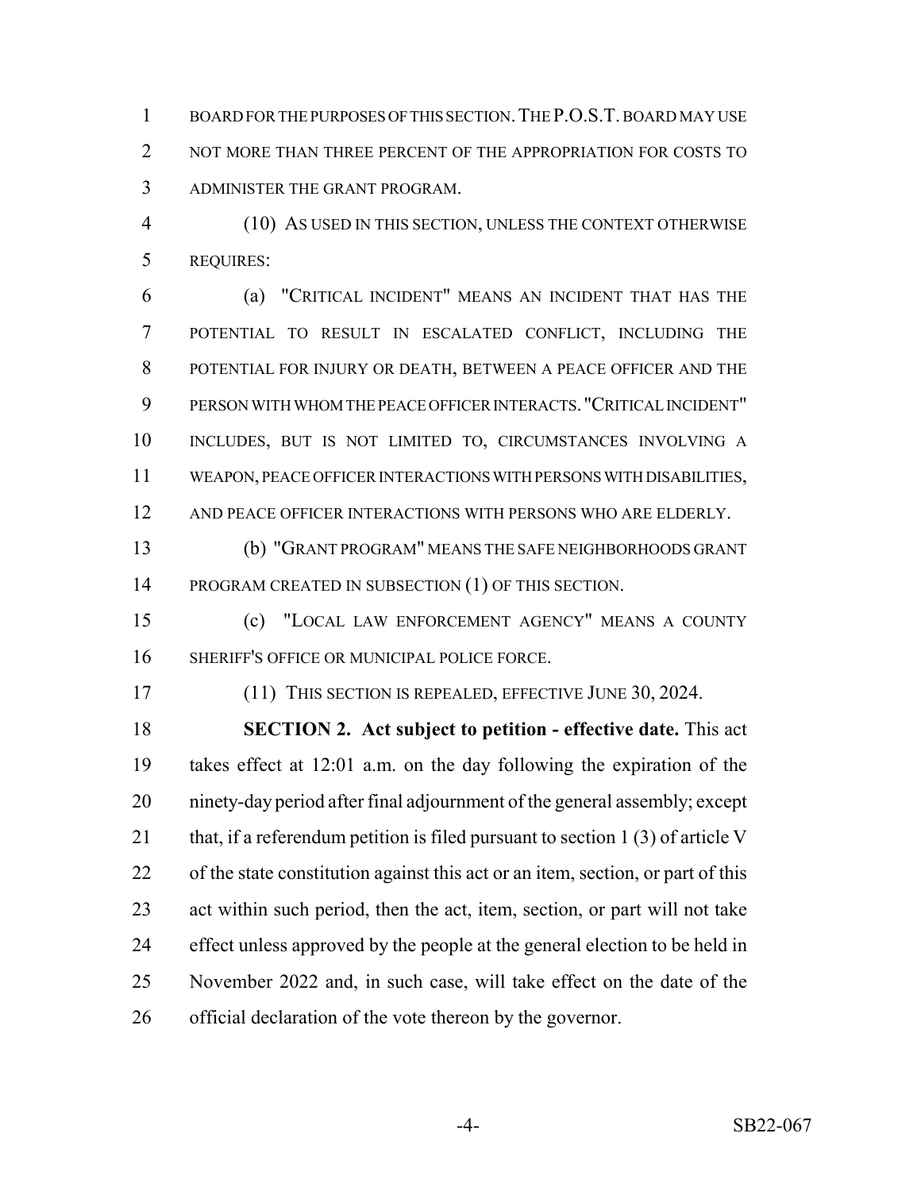BOARD FOR THE PURPOSES OF THIS SECTION. THE P.O.S.T. BOARD MAY USE NOT MORE THAN THREE PERCENT OF THE APPROPRIATION FOR COSTS TO ADMINISTER THE GRANT PROGRAM.

(10) AS USED IN THIS SECTION, UNLESS THE CONTEXT OTHERWISE REQUIRES:

(a) "CRITICAL INCIDENT" MEANS AN INCIDENT THAT HAS THE POTENTIAL TO RESULT IN ESCALATED CONFLICT, INCLUDING THE POTENTIAL FOR INJURY OR DEATH, BETWEEN A PEACE OFFICER AND THE PERSON WITH WHOM THE PEACE OFFICER INTERACTS. "CRITICAL INCIDENT" INCLUDES, BUT IS NOT LIMITED TO, CIRCUMSTANCES INVOLVING A WEAPON, PEACE OFFICER INTERACTIONS WITH PERSONS WITH DISABILITIES, AND PEACE OFFICER INTERACTIONS WITH PERSONS WHO ARE ELDERLY.

(b) "GRANT PROGRAM" MEANS THE SAFE NEIGHBORHOODS GRANT PROGRAM CREATED IN SUBSECTION (1) OF THIS SECTION.

(c) "LOCAL LAW ENFORCEMENT AGENCY" MEANS A COUNTY SHERIFF'S OFFICE OR MUNICIPAL POLICE FORCE.

(11) THIS SECTION IS REPEALED, EFFECTIVE JUNE 30, 2024.

**SECTION 2. Act subject to petition - effective date.** This act takes effect at 12:01 a.m. on the day following the expiration of the ninety-day period after final adjournment of the general assembly; except that, if a referendum petition is filed pursuant to section 1 (3) of article V of the state constitution against this act or an item, section, or part of this act within such period, then the act, item, section, or part will not take effect unless approved by the people at the general election to be held in November 2022 and, in such case, will take effect on the date of the official declaration of the vote thereon by the governor.